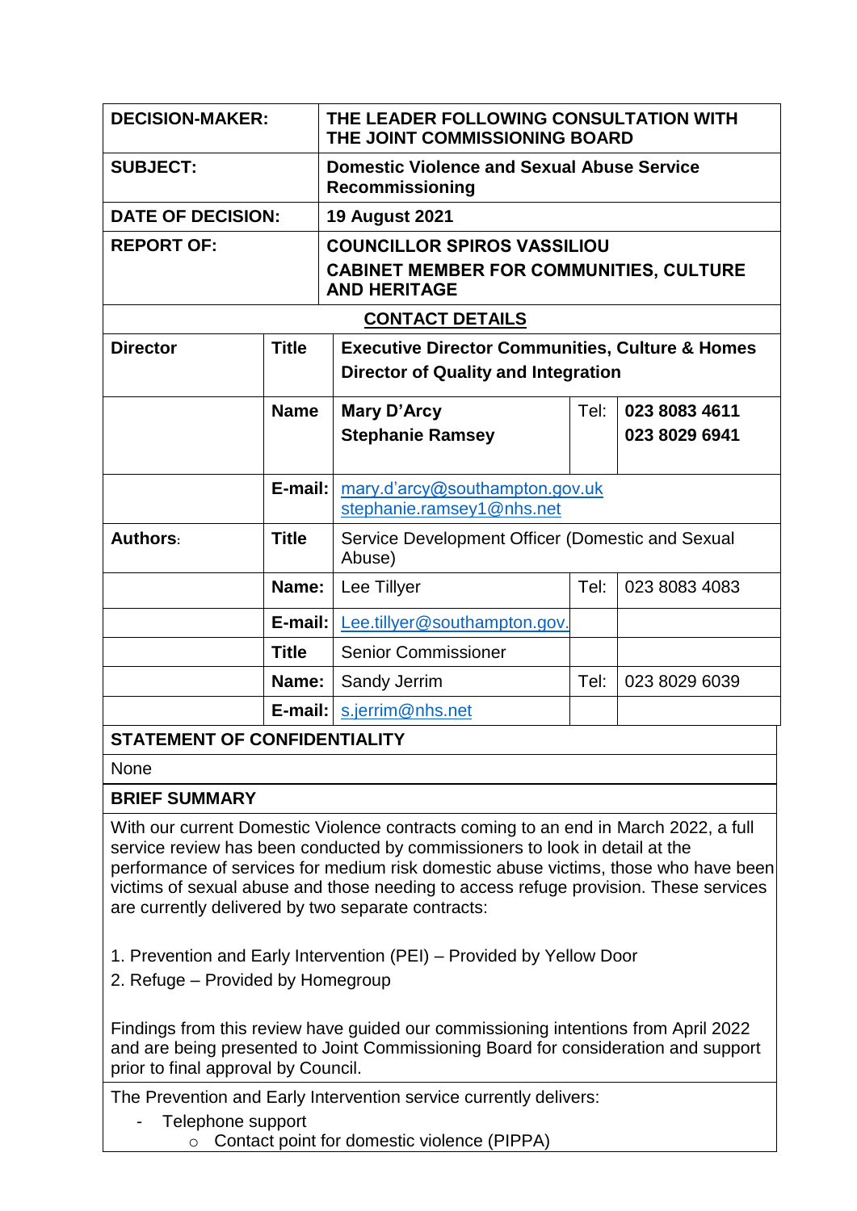| | |
|---|---|
| **DECISION-MAKER:** | **THE LEADER FOLLOWING CONSULTATION WITH THE JOINT COMMISSIONING BOARD** |
| **SUBJECT:** | **Domestic Violence and Sexual Abuse Service Recommissioning** |
| **DATE OF DECISION:** | **19 August 2021** |
| **REPORT OF:** | **COUNCILLOR SPIROS VASSILIOU**<br>**CABINET MEMBER FOR COMMUNITIES, CULTURE AND HERITAGE** |

**CONTACT DETAILS**

| | | | | |
|---|---|---|---|---|
| **Director** | **Title** | **Executive Director Communities, Culture & Homes**<br>**Director of Quality and Integration** | | |
| | **Name** | **Mary D'Arcy**<br>**Stephanie Ramsey** | Tel: | **023 8083 4611**<br>**023 8029 6941** |
| | **E-mail:** | mary.d'arcy@southampton.gov.uk<br>stephanie.ramsey1@nhs.net | | |
| **Authors:** | **Title** | Service Development Officer (Domestic and Sexual Abuse) | | |
| | **Name:** | Lee Tillyer | Tel: | 023 8083 4083 |
| | **E-mail:** | Lee.tillyer@southampton.gov. | | |
| | **Title** | Senior Commissioner | | |
| | **Name:** | Sandy Jerrim | Tel: | 023 8029 6039 |
| | **E-mail:** | s.jerrim@nhs.net | | |

**STATEMENT OF CONFIDENTIALITY**

None

**BRIEF SUMMARY**

With our current Domestic Violence contracts coming to an end in March 2022, a full service review has been conducted by commissioners to look in detail at the performance of services for medium risk domestic abuse victims, those who have been victims of sexual abuse and those needing to access refuge provision. These services are currently delivered by two separate contracts:

1. Prevention and Early Intervention (PEI) – Provided by Yellow Door
2. Refuge – Provided by Homegroup

Findings from this review have guided our commissioning intentions from April 2022 and are being presented to Joint Commissioning Board for consideration and support prior to final approval by Council.

The Prevention and Early Intervention service currently delivers:

- Telephone support
    - Contact point for domestic violence (PIPPA)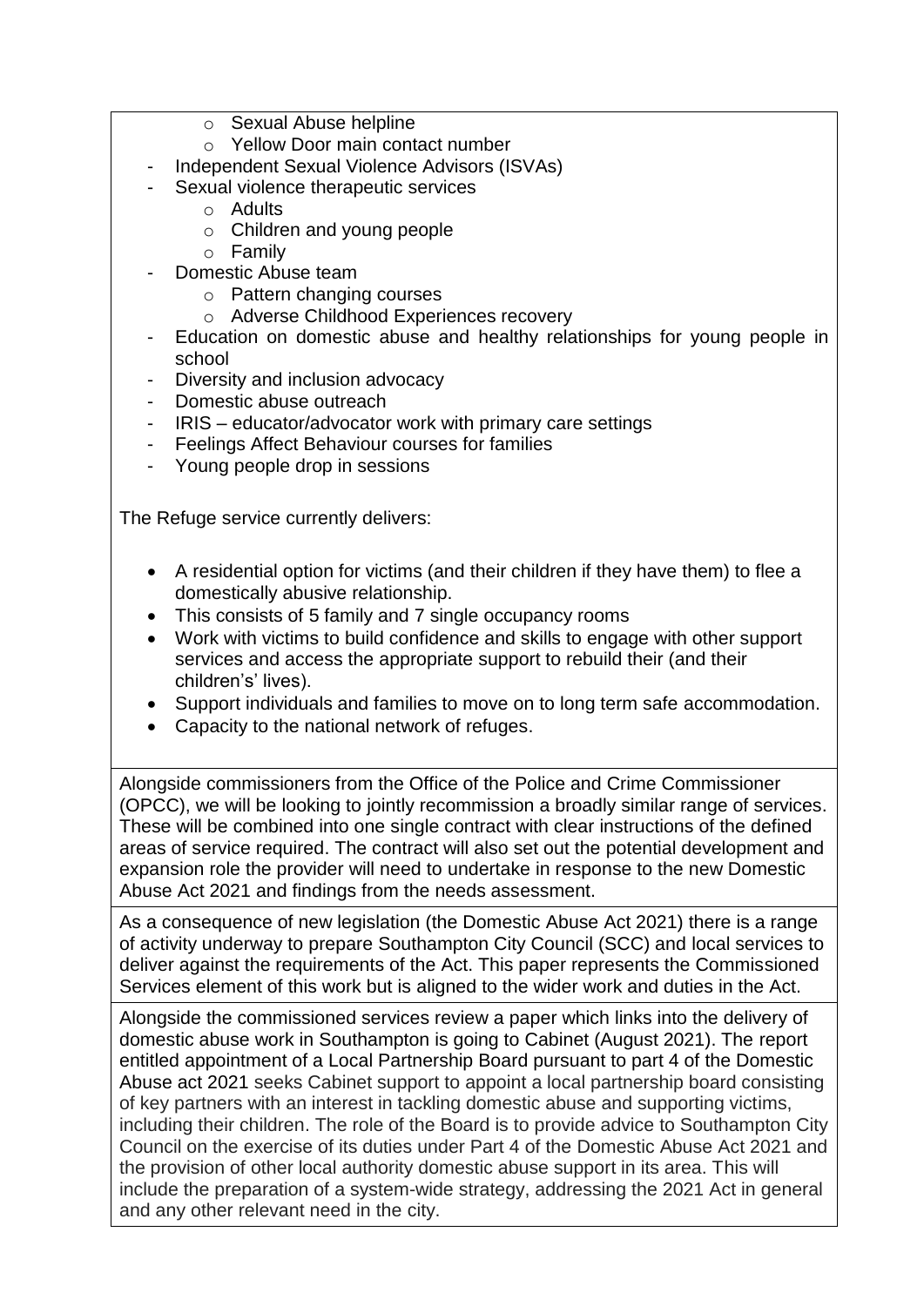- Sexual Abuse helpline
  - Yellow Door main contact number
- Independent Sexual Violence Advisors (ISVAs)
- Sexual violence therapeutic services
  - Adults
  - Children and young people
  - Family
- Domestic Abuse team
  - Pattern changing courses
  - Adverse Childhood Experiences recovery
- Education on domestic abuse and healthy relationships for young people in school
- Diversity and inclusion advocacy
- Domestic abuse outreach
- IRIS – educator/advocator work with primary care settings
- Feelings Affect Behaviour courses for families
- Young people drop in sessions

The Refuge service currently delivers:

- A residential option for victims (and their children if they have them) to flee a domestically abusive relationship.
- This consists of 5 family and 7 single occupancy rooms
- Work with victims to build confidence and skills to engage with other support services and access the appropriate support to rebuild their (and their children's' lives).
- Support individuals and families to move on to long term safe accommodation.
- Capacity to the national network of refuges.

Alongside commissioners from the Office of the Police and Crime Commissioner (OPCC), we will be looking to jointly recommission a broadly similar range of services. These will be combined into one single contract with clear instructions of the defined areas of service required. The contract will also set out the potential development and expansion role the provider will need to undertake in response to the new Domestic Abuse Act 2021 and findings from the needs assessment.

As a consequence of new legislation (the Domestic Abuse Act 2021) there is a range of activity underway to prepare Southampton City Council (SCC) and local services to deliver against the requirements of the Act. This paper represents the Commissioned Services element of this work but is aligned to the wider work and duties in the Act.

Alongside the commissioned services review a paper which links into the delivery of domestic abuse work in Southampton is going to Cabinet (August 2021). The report entitled appointment of a Local Partnership Board pursuant to part 4 of the Domestic Abuse act 2021 seeks Cabinet support to appoint a local partnership board consisting of key partners with an interest in tackling domestic abuse and supporting victims, including their children. The role of the Board is to provide advice to Southampton City Council on the exercise of its duties under Part 4 of the Domestic Abuse Act 2021 and the provision of other local authority domestic abuse support in its area. This will include the preparation of a system-wide strategy, addressing the 2021 Act in general and any other relevant need in the city.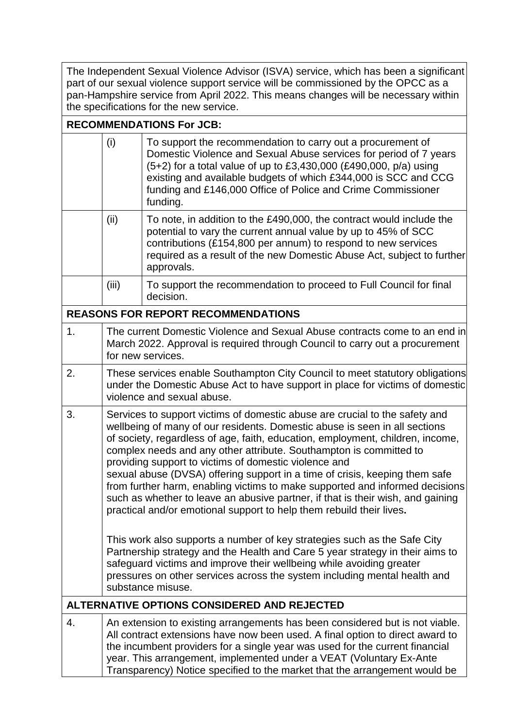The Independent Sexual Violence Advisor (ISVA) service, which has been a significant part of our sexual violence support service will be commissioned by the OPCC as a pan-Hampshire service from April 2022. This means changes will be necessary within the specifications for the new service.

**RECOMMENDATIONS For JCB:**

| | | |
|---|---|---|
| | (i) | To support the recommendation to carry out a procurement of Domestic Violence and Sexual Abuse services for period of 7 years (5+2) for a total value of up to £3,430,000 (£490,000, p/a) using existing and available budgets of which £344,000 is SCC and CCG funding and £146,000 Office of Police and Crime Commissioner funding. |
| | (ii) | To note, in addition to the £490,000, the contract would include the potential to vary the current annual value by up to 45% of SCC contributions (£154,800 per annum) to respond to new services required as a result of the new Domestic Abuse Act, subject to further approvals. |
| | (iii) | To support the recommendation to proceed to Full Council for final decision. |

**REASONS FOR REPORT RECOMMENDATIONS**

| | |
|---|---|
| 1. | The current Domestic Violence and Sexual Abuse contracts come to an end in March 2022. Approval is required through Council to carry out a procurement for new services. |
| 2. | These services enable Southampton City Council to meet statutory obligations under the Domestic Abuse Act to have support in place for victims of domestic violence and sexual abuse. |
| 3. | Services to support victims of domestic abuse are crucial to the safety and wellbeing of many of our residents. Domestic abuse is seen in all sections of society, regardless of age, faith, education, employment, children, income, complex needs and any other attribute. Southampton is committed to providing support to victims of domestic violence and sexual abuse (DVSA) offering support in a time of crisis, keeping them safe from further harm, enabling victims to make supported and informed decisions such as whether to leave an abusive partner, if that is their wish, and gaining practical and/or emotional support to help them rebuild their lives.<br><br>This work also supports a number of key strategies such as the Safe City Partnership strategy and the Health and Care 5 year strategy in their aims to safeguard victims and improve their wellbeing while avoiding greater pressures on other services across the system including mental health and substance misuse. |

**ALTERNATIVE OPTIONS CONSIDERED AND REJECTED**

| | |
|---|---|
| 4. | An extension to existing arrangements has been considered but is not viable. All contract extensions have now been used. A final option to direct award to the incumbent providers for a single year was used for the current financial year. This arrangement, implemented under a VEAT (Voluntary Ex-Ante Transparency) Notice specified to the market that the arrangement would be |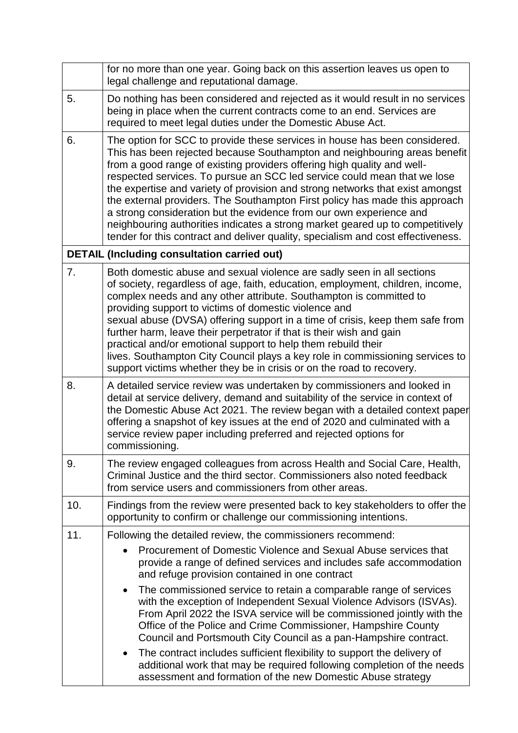| | |
|---|---|
| | for no more than one year. Going back on this assertion leaves us open to legal challenge and reputational damage. |
| 5. | Do nothing has been considered and rejected as it would result in no services being in place when the current contracts come to an end. Services are required to meet legal duties under the Domestic Abuse Act. |
| 6. | The option for SCC to provide these services in house has been considered. This has been rejected because Southampton and neighbouring areas benefit from a good range of existing providers offering high quality and well-respected services. To pursue an SCC led service could mean that we lose the expertise and variety of provision and strong networks that exist amongst the external providers. The Southampton First policy has made this approach a strong consideration but the evidence from our own experience and neighbouring authorities indicates a strong market geared up to competitively tender for this contract and deliver quality, specialism and cost effectiveness. |
| **DETAIL (Including consultation carried out)** | |
| 7. | Both domestic abuse and sexual violence are sadly seen in all sections of society, regardless of age, faith, education, employment, children, income, complex needs and any other attribute. Southampton is committed to providing support to victims of domestic violence and sexual abuse (DVSA) offering support in a time of crisis, keep them safe from further harm, leave their perpetrator if that is their wish and gain practical and/or emotional support to help them rebuild their lives. Southampton City Council plays a key role in commissioning services to support victims whether they be in crisis or on the road to recovery. |
| 8. | A detailed service review was undertaken by commissioners and looked in detail at service delivery, demand and suitability of the service in context of the Domestic Abuse Act 2021. The review began with a detailed context paper offering a snapshot of key issues at the end of 2020 and culminated with a service review paper including preferred and rejected options for commissioning. |
| 9. | The review engaged colleagues from across Health and Social Care, Health, Criminal Justice and the third sector. Commissioners also noted feedback from service users and commissioners from other areas. |
| 10. | Findings from the review were presented back to key stakeholders to offer the opportunity to confirm or challenge our commissioning intentions. |
| 11. | Following the detailed review, the commissioners recommend:<br>• Procurement of Domestic Violence and Sexual Abuse services that provide a range of defined services and includes safe accommodation and refuge provision contained in one contract<br>• The commissioned service to retain a comparable range of services with the exception of Independent Sexual Violence Advisors (ISVAs). From April 2022 the ISVA service will be commissioned jointly with the Office of the Police and Crime Commissioner, Hampshire County Council and Portsmouth City Council as a pan-Hampshire contract.<br>• The contract includes sufficient flexibility to support the delivery of additional work that may be required following completion of the needs assessment and formation of the new Domestic Abuse strategy |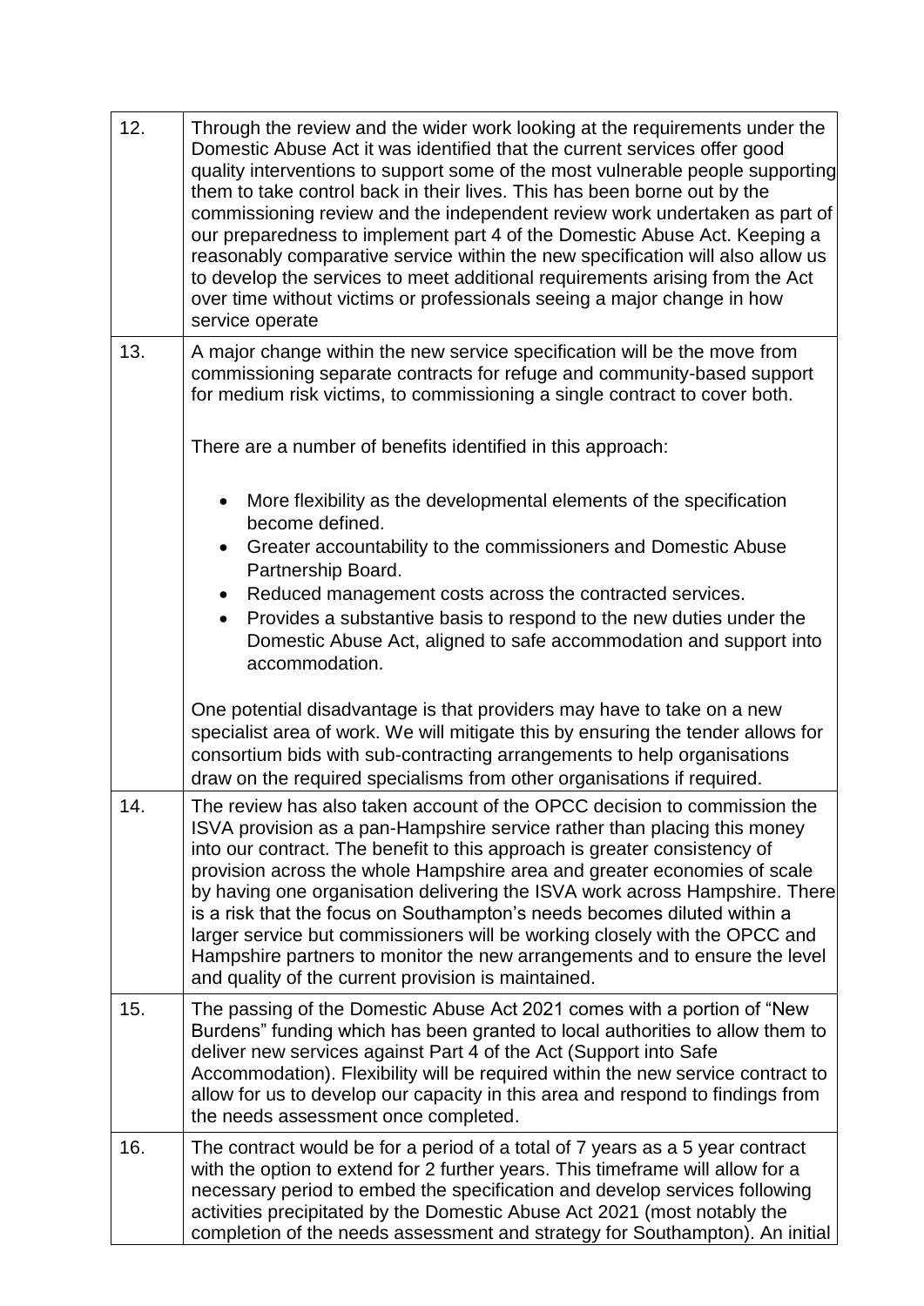| | |
|---|---|
| 12. | Through the review and the wider work looking at the requirements under the Domestic Abuse Act it was identified that the current services offer good quality interventions to support some of the most vulnerable people supporting them to take control back in their lives. This has been borne out by the commissioning review and the independent review work undertaken as part of our preparedness to implement part 4 of the Domestic Abuse Act. Keeping a reasonably comparative service within the new specification will also allow us to develop the services to meet additional requirements arising from the Act over time without victims or professionals seeing a major change in how service operate |
| 13. | A major change within the new service specification will be the move from commissioning separate contracts for refuge and community-based support for medium risk victims, to commissioning a single contract to cover both.<br><br>There are a number of benefits identified in this approach:<br><br>• More flexibility as the developmental elements of the specification become defined.<br>• Greater accountability to the commissioners and Domestic Abuse Partnership Board.<br>• Reduced management costs across the contracted services.<br>• Provides a substantive basis to respond to the new duties under the Domestic Abuse Act, aligned to safe accommodation and support into accommodation.<br><br>One potential disadvantage is that providers may have to take on a new specialist area of work. We will mitigate this by ensuring the tender allows for consortium bids with sub-contracting arrangements to help organisations draw on the required specialisms from other organisations if required. |
| 14. | The review has also taken account of the OPCC decision to commission the ISVA provision as a pan-Hampshire service rather than placing this money into our contract. The benefit to this approach is greater consistency of provision across the whole Hampshire area and greater economies of scale by having one organisation delivering the ISVA work across Hampshire. There is a risk that the focus on Southampton's needs becomes diluted within a larger service but commissioners will be working closely with the OPCC and Hampshire partners to monitor the new arrangements and to ensure the level and quality of the current provision is maintained. |
| 15. | The passing of the Domestic Abuse Act 2021 comes with a portion of "New Burdens" funding which has been granted to local authorities to allow them to deliver new services against Part 4 of the Act (Support into Safe Accommodation). Flexibility will be required within the new service contract to allow for us to develop our capacity in this area and respond to findings from the needs assessment once completed. |
| 16. | The contract would be for a period of a total of 7 years as a 5 year contract with the option to extend for 2 further years. This timeframe will allow for a necessary period to embed the specification and develop services following activities precipitated by the Domestic Abuse Act 2021 (most notably the completion of the needs assessment and strategy for Southampton). An initial |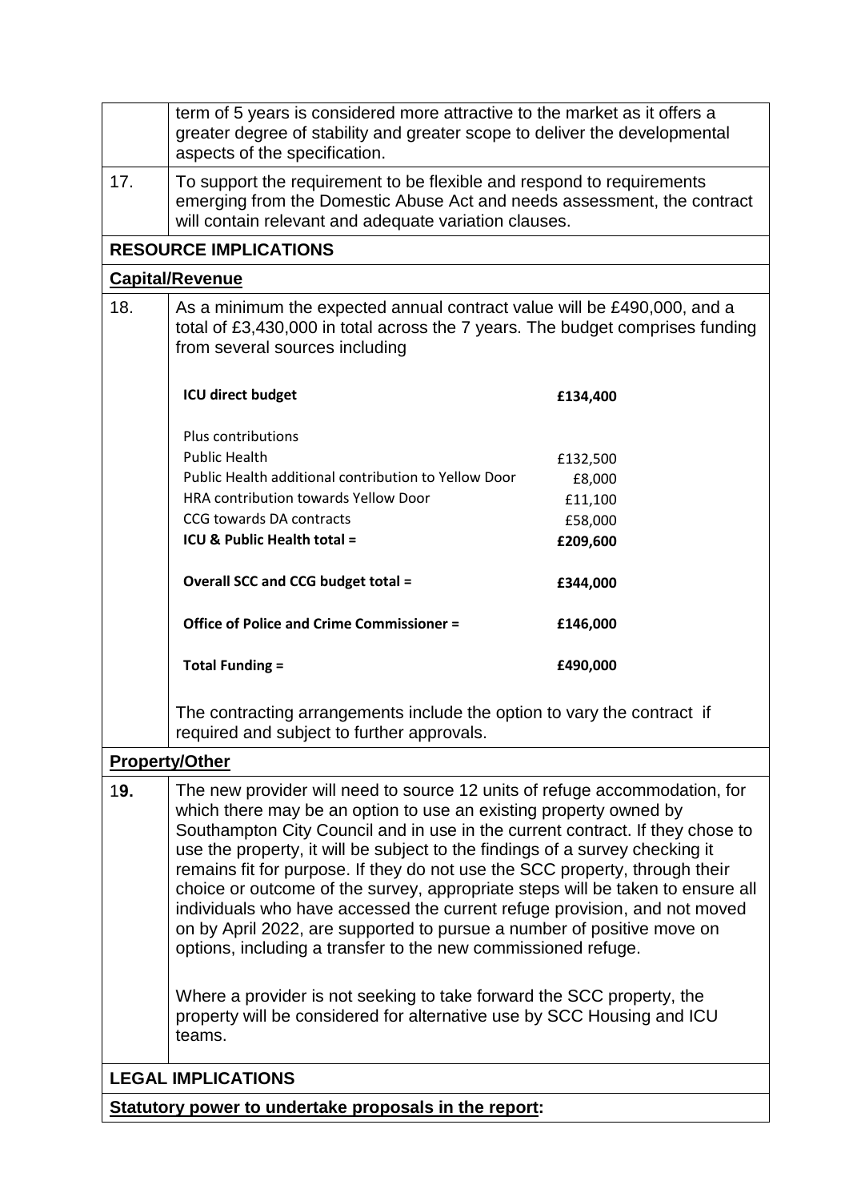| | |
|---|---|
| | term of 5 years is considered more attractive to the market as it offers a greater degree of stability and greater scope to deliver the developmental aspects of the specification. |
| 17. | To support the requirement to be flexible and respond to requirements emerging from the Domestic Abuse Act and needs assessment, the contract will contain relevant and adequate variation clauses. |

**RESOURCE IMPLICATIONS**

**Capital/Revenue**

18. As a minimum the expected annual contract value will be £490,000, and a total of £3,430,000 in total across the 7 years. The budget comprises funding from several sources including

| | |
|---|---|
| **ICU direct budget** | **£134,400** |
| Plus contributions | |
| Public Health | £132,500 |
| Public Health additional contribution to Yellow Door | £8,000 |
| HRA contribution towards Yellow Door | £11,100 |
| CCG towards DA contracts | £58,000 |
| **ICU & Public Health total =** | **£209,600** |
| **Overall SCC and CCG budget total =** | **£344,000** |
| **Office of Police and Crime Commissioner =** | **£146,000** |
| **Total Funding =** | **£490,000** |

The contracting arrangements include the option to vary the contract if required and subject to further approvals.

**Property/Other**

19. The new provider will need to source 12 units of refuge accommodation, for which there may be an option to use an existing property owned by Southampton City Council and in use in the current contract. If they chose to use the property, it will be subject to the findings of a survey checking it remains fit for purpose. If they do not use the SCC property, through their choice or outcome of the survey, appropriate steps will be taken to ensure all individuals who have accessed the current refuge provision, and not moved on by April 2022, are supported to pursue a number of positive move on options, including a transfer to the new commissioned refuge.

Where a provider is not seeking to take forward the SCC property, the property will be considered for alternative use by SCC Housing and ICU teams.

**LEGAL IMPLICATIONS**

**Statutory power to undertake proposals in the report:**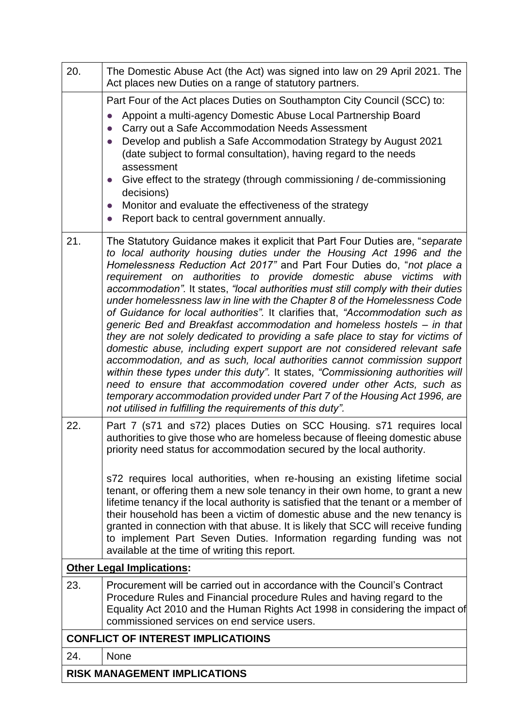| | |
|---|---|
| 20. | The Domestic Abuse Act (the Act) was signed into law on 29 April 2021. The Act places new Duties on a range of statutory partners. |
| | Part Four of the Act places Duties on Southampton City Council (SCC) to: <br>• Appoint a multi-agency Domestic Abuse Local Partnership Board <br>• Carry out a Safe Accommodation Needs Assessment <br>• Develop and publish a Safe Accommodation Strategy by August 2021 (date subject to formal consultation), having regard to the needs assessment <br>• Give effect to the strategy (through commissioning / de-commissioning decisions) <br>• Monitor and evaluate the effectiveness of the strategy <br>• Report back to central government annually. |
| 21. | The Statutory Guidance makes it explicit that Part Four Duties are, "*separate to local authority housing duties under the Housing Act 1996 and the Homelessness Reduction Act 2017"* and Part Four Duties do, "*not place a requirement on authorities to provide domestic abuse victims with accommodation".* It states, *"local authorities must still comply with their duties under homelessness law in line with the Chapter 8 of the Homelessness Code of Guidance for local authorities".* It clarifies that, *"Accommodation such as generic Bed and Breakfast accommodation and homeless hostels – in that they are not solely dedicated to providing a safe place to stay for victims of domestic abuse, including expert support are not considered relevant safe accommodation, and as such, local authorities cannot commission support within these types under this duty".* It states, *"Commissioning authorities will need to ensure that accommodation covered under other Acts, such as temporary accommodation provided under Part 7 of the Housing Act 1996, are not utilised in fulfilling the requirements of this duty".* |
| 22. | Part 7 (s71 and s72) places Duties on SCC Housing. s71 requires local authorities to give those who are homeless because of fleeing domestic abuse priority need status for accommodation secured by the local authority. <br><br>s72 requires local authorities, when re-housing an existing lifetime social tenant, or offering them a new sole tenancy in their own home, to grant a new lifetime tenancy if the local authority is satisfied that the tenant or a member of their household has been a victim of domestic abuse and the new tenancy is granted in connection with that abuse. It is likely that SCC will receive funding to implement Part Seven Duties. Information regarding funding was not available at the time of writing this report. |
| **<u>Other Legal Implications</u>:** | |
| 23. | Procurement will be carried out in accordance with the Council's Contract Procedure Rules and Financial procedure Rules and having regard to the Equality Act 2010 and the Human Rights Act 1998 in considering the impact of commissioned services on end service users. |
| **CONFLICT OF INTEREST IMPLICATIOINS** | |
| 24. | None |
| **RISK MANAGEMENT IMPLICATIONS** | |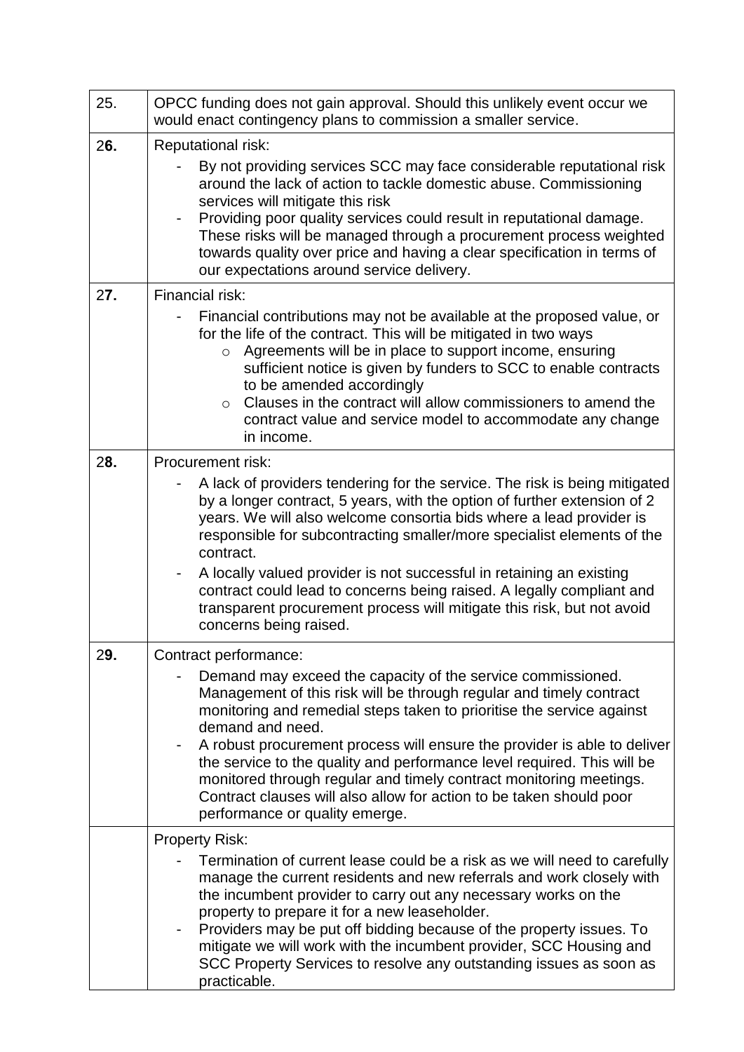| | |
|---|---|
| 25. | OPCC funding does not gain approval. Should this unlikely event occur we would enact contingency plans to commission a smaller service. |
| 2**6.** | Reputational risk:<br>- By not providing services SCC may face considerable reputational risk around the lack of action to tackle domestic abuse. Commissioning services will mitigate this risk<br>- Providing poor quality services could result in reputational damage. These risks will be managed through a procurement process weighted towards quality over price and having a clear specification in terms of our expectations around service delivery. |
| 2**7.** | Financial risk:<br>- Financial contributions may not be available at the proposed value, or for the life of the contract. This will be mitigated in two ways<br>&nbsp;&nbsp;&nbsp;&nbsp;○ Agreements will be in place to support income, ensuring sufficient notice is given by funders to SCC to enable contracts to be amended accordingly<br>&nbsp;&nbsp;&nbsp;&nbsp;○ Clauses in the contract will allow commissioners to amend the contract value and service model to accommodate any change in income. |
| 2**8.** | Procurement risk:<br>- A lack of providers tendering for the service. The risk is being mitigated by a longer contract, 5 years, with the option of further extension of 2 years. We will also welcome consortia bids where a lead provider is responsible for subcontracting smaller/more specialist elements of the contract.<br>- A locally valued provider is not successful in retaining an existing contract could lead to concerns being raised. A legally compliant and transparent procurement process will mitigate this risk, but not avoid concerns being raised. |
| 2**9.** | Contract performance:<br>- Demand may exceed the capacity of the service commissioned. Management of this risk will be through regular and timely contract monitoring and remedial steps taken to prioritise the service against demand and need.<br>- A robust procurement process will ensure the provider is able to deliver the service to the quality and performance level required. This will be monitored through regular and timely contract monitoring meetings. Contract clauses will also allow for action to be taken should poor performance or quality emerge. |
| | Property Risk:<br>- Termination of current lease could be a risk as we will need to carefully manage the current residents and new referrals and work closely with the incumbent provider to carry out any necessary works on the property to prepare it for a new leaseholder.<br>- Providers may be put off bidding because of the property issues. To mitigate we will work with the incumbent provider, SCC Housing and SCC Property Services to resolve any outstanding issues as soon as practicable. |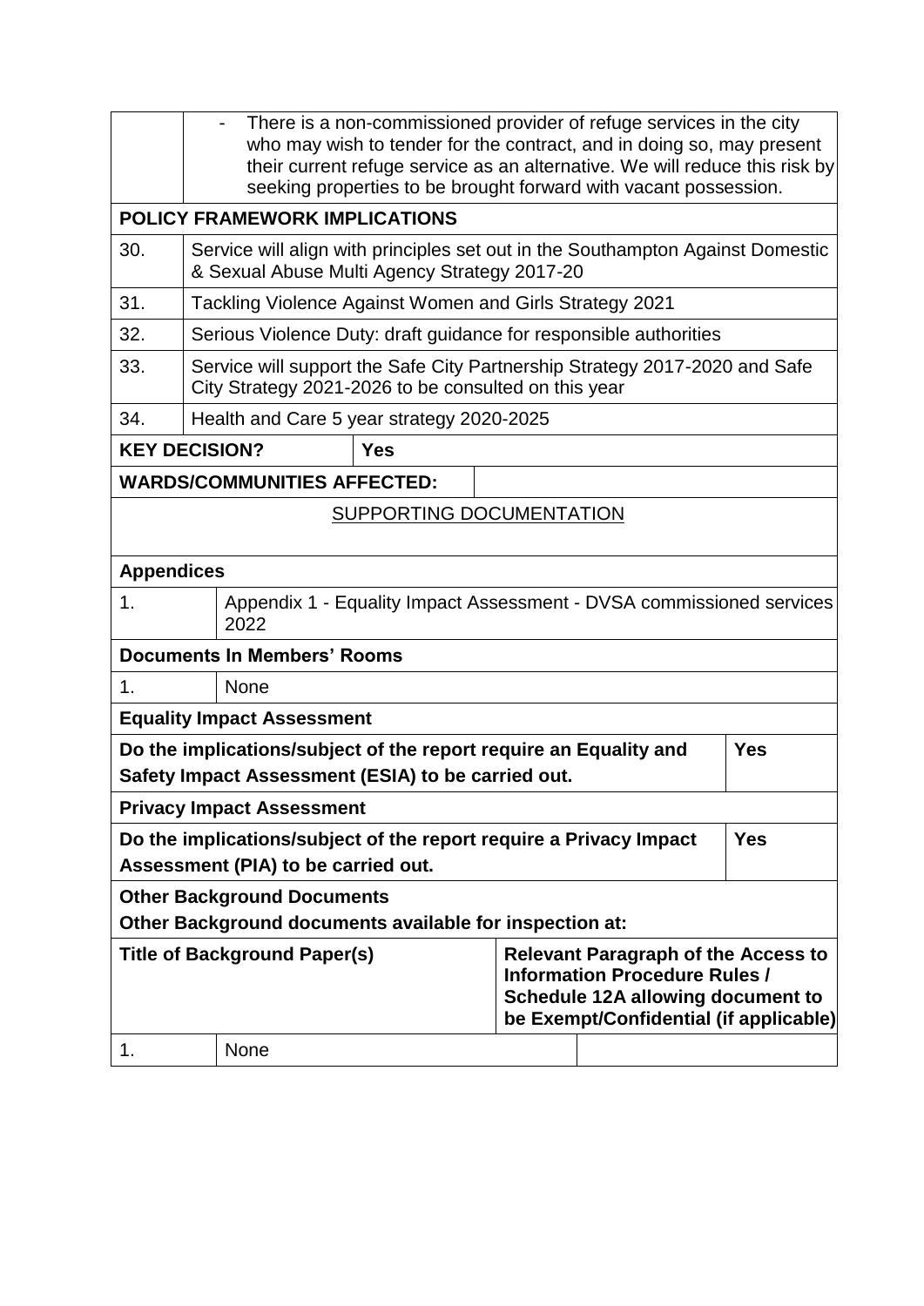| | |
|---|---|
| | - There is a non-commissioned provider of refuge services in the city who may wish to tender for the contract, and in doing so, may present their current refuge service as an alternative. We will reduce this risk by seeking properties to be brought forward with vacant possession. |

**POLICY FRAMEWORK IMPLICATIONS**

| | |
|---|---|
| 30. | Service will align with principles set out in the Southampton Against Domestic & Sexual Abuse Multi Agency Strategy 2017-20 |
| 31. | Tackling Violence Against Women and Girls Strategy 2021 |
| 32. | Serious Violence Duty: draft guidance for responsible authorities |
| 33. | Service will support the Safe City Partnership Strategy 2017-2020 and Safe City Strategy 2021-2026 to be consulted on this year |
| 34. | Health and Care 5 year strategy 2020-2025 |

| | |
|---|---|
| **KEY DECISION?** | **Yes** |
| **WARDS/COMMUNITIES AFFECTED:** | |

SUPPORTING DOCUMENTATION

**Appendices**

| | |
|---|---|
| 1. | Appendix 1 - Equality Impact Assessment - DVSA commissioned services 2022 |

**Documents In Members' Rooms**

| | |
|---|---|
| 1. | None |

**Equality Impact Assessment**

| | |
|---|---|
| **Do the implications/subject of the report require an Equality and Safety Impact Assessment (ESIA) to be carried out.** | **Yes** |

**Privacy Impact Assessment**

| | |
|---|---|
| **Do the implications/subject of the report require a Privacy Impact Assessment (PIA) to be carried out.** | **Yes** |

**Other Background Documents**
**Other Background documents available for inspection at:**

| **Title of Background Paper(s)** | | **Relevant Paragraph of the Access to Information Procedure Rules / Schedule 12A allowing document to be Exempt/Confidential (if applicable)** |
|---|---|---|
| 1. | None | |